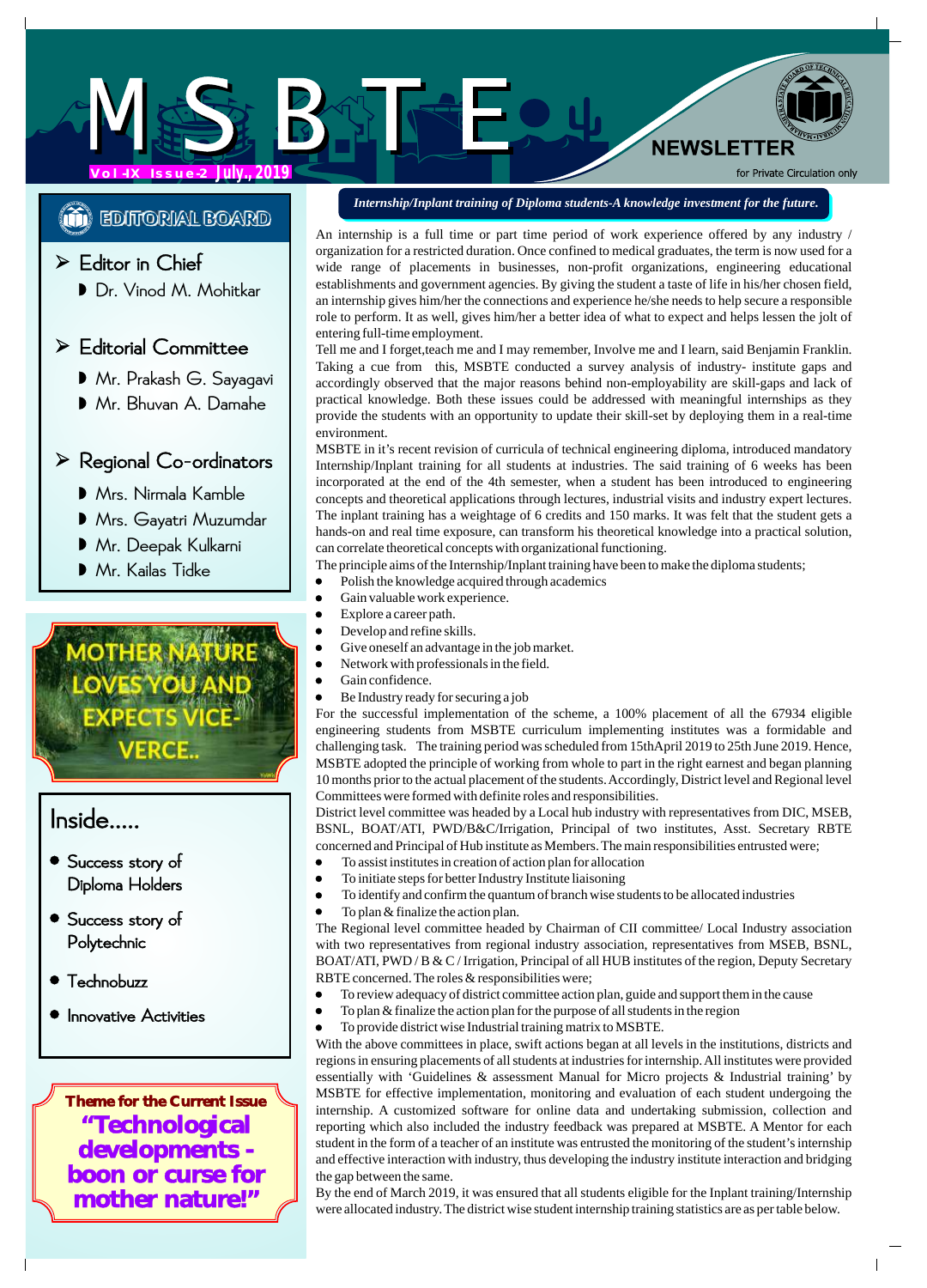# MSBTE NEWSLETTER

Vol -IX Issue-2 July., 2019

for Private Circulation only

## EDITORIAL BOARD

- Editor in Chief
  - Dr. Vinod M. Mohitkar
- Editorial Committee
  - Mr. Prakash G. Sayagavi
  - Mr. Bhuvan A. Damahe
- Regional Co-ordinators
  - Mrs. Nirmala Kamble
  - Mrs. Gayatri Muzumdar
  - Mr. Deepak Kulkarni
  - Mr. Kailas Tidke

MOTHER NATURE LOVES YOU AND EXPECTS VICE-VERCE..

## Inside.....

- Success story of Diploma Holders
- Success story of Polytechnic
- Technobuzz
- Innovative Activities

**Theme for the Current Issue**

**"Technological developments - boon or curse for mother nature!"**

## *Internship/Inplant training of Diploma students-A knowledge investment for the future.*

An internship is a full time or part time period of work experience offered by any industry / organization for a restricted duration. Once confined to medical graduates, the term is now used for a wide range of placements in businesses, non-profit organizations, engineering educational establishments and government agencies. By giving the student a taste of life in his/her chosen field, an internship gives him/her the connections and experience he/she needs to help secure a responsible role to perform. It as well, gives him/her a better idea of what to expect and helps lessen the jolt of entering full-time employment.

Tell me and I forget,teach me and I may remember, Involve me and I learn, said Benjamin Franklin. Taking a cue from this, MSBTE conducted a survey analysis of industry- institute gaps and accordingly observed that the major reasons behind non-employability are skill-gaps and lack of practical knowledge. Both these issues could be addressed with meaningful internships as they provide the students with an opportunity to update their skill-set by deploying them in a real-time environment.

MSBTE in it's recent revision of curricula of technical engineering diploma, introduced mandatory Internship/Inplant training for all students at industries. The said training of 6 weeks has been incorporated at the end of the 4th semester, when a student has been introduced to engineering concepts and theoretical applications through lectures, industrial visits and industry expert lectures. The inplant training has a weightage of 6 credits and 150 marks. It was felt that the student gets a hands-on and real time exposure, can transform his theoretical knowledge into a practical solution, can correlate theoretical concepts with organizational functioning.

The principle aims of the Internship/Inplant training have been to make the diploma students;

- Polish the knowledge acquired through academics
- Gain valuable work experience.
- Explore a career path.
- Develop and refine skills.
- Give oneself an advantage in the job market.
- Network with professionals in the field.
- Gain confidence.
- Be Industry ready for securing a job

For the successful implementation of the scheme, a 100% placement of all the 67934 eligible engineering students from MSBTE curriculum implementing institutes was a formidable and challenging task. The training period was scheduled from 15thApril 2019 to 25th June 2019. Hence, MSBTE adopted the principle of working from whole to part in the right earnest and began planning 10 months prior to the actual placement of the students. Accordingly, District level and Regional level Committees were formed with definite roles and responsibilities.

District level committee was headed by a Local hub industry with representatives from DIC, MSEB, BSNL, BOAT/ATI, PWD/B&C/Irrigation, Principal of two institutes, Asst. Secretary RBTE concerned and Principal of Hub institute as Members. The main responsibilities entrusted were;

- To assist institutes in creation of action plan for allocation
- To initiate steps for better Industry Institute liaisoning
- To identify and confirm the quantum of branch wise students to be allocated industries
- To plan & finalize the action plan.

The Regional level committee headed by Chairman of CII committee/ Local Industry association with two representatives from regional industry association, representatives from MSEB, BSNL, BOAT/ATI, PWD / B & C / Irrigation, Principal of all HUB institutes of the region, Deputy Secretary RBTE concerned. The roles & responsibilities were;

- To review adequacy of district committee action plan, guide and support them in the cause
- To plan & finalize the action plan for the purpose of all students in the region
- To provide district wise Industrial training matrix to MSBTE.

With the above committees in place, swift actions began at all levels in the institutions, districts and regions in ensuring placements of all students at industries for internship. All institutes were provided essentially with 'Guidelines & assessment Manual for Micro projects & Industrial training' by MSBTE for effective implementation, monitoring and evaluation of each student undergoing the internship. A customized software for online data and undertaking submission, collection and reporting which also included the industry feedback was prepared at MSBTE. A Mentor for each student in the form of a teacher of an institute was entrusted the monitoring of the student's internship and effective interaction with industry, thus developing the industry institute interaction and bridging the gap between the same.

By the end of March 2019, it was ensured that all students eligible for the Inplant training/Internship were allocated industry. The district wise student internship training statistics are as per table below.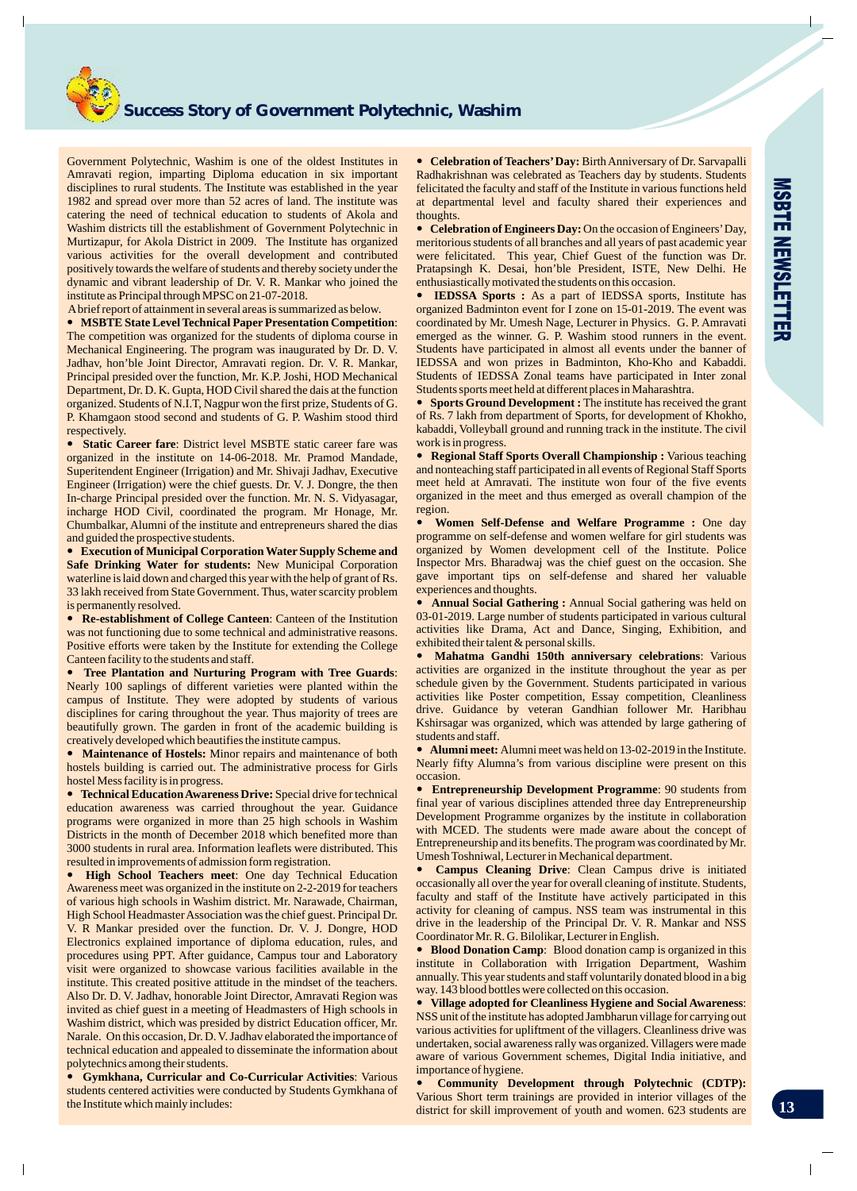## Success Story of Government Polytechnic, Washim

Government Polytechnic, Washim is one of the oldest Institutes in Amravati region, imparting Diploma education in six important disciplines to rural students. The Institute was established in the year 1982 and spread over more than 52 acres of land. The institute was catering the need of technical education to students of Akola and Washim districts till the establishment of Government Polytechnic in Murtizapur, for Akola District in 2009. The Institute has organized various activities for the overall development and contributed positively towards the welfare of students and thereby society under the dynamic and vibrant leadership of Dr. V. R. Mankar who joined the institute as Principal through MPSC on 21-07-2018.

A brief report of attainment in several areas is summarized as below.

- **MSBTE State Level Technical Paper Presentation Competition**: The competition was organized for the students of diploma course in Mechanical Engineering. The program was inaugurated by Dr. D. V. Jadhav, hon'ble Joint Director, Amravati region. Dr. V. R. Mankar, Principal presided over the function, Mr. K.P. Joshi, HOD Mechanical Department, Dr. D. K. Gupta, HOD Civil shared the dais at the function organized. Students of N.I.T, Nagpur won the first prize, Students of G. P. Khamgaon stood second and students of G. P. Washim stood third respectively.
- **Static Career fare**: District level MSBTE static career fare was organized in the institute on 14-06-2018. Mr. Pramod Mandade, Superintendent Engineer (Irrigation) and Mr. Shivaji Jadhav, Executive Engineer (Irrigation) were the chief guests. Dr. V. J. Dongre, the then In-charge Principal presided over the function. Mr. N. S. Vidyasagar, incharge HOD Civil, coordinated the program. Mr Honage, Mr. Chumbalkar, Alumni of the institute and entrepreneurs shared the dias and guided the prospective students.
- **Execution of Municipal Corporation Water Supply Scheme and Safe Drinking Water for students:** New Municipal Corporation waterline is laid down and charged this year with the help of grant of Rs. 33 lakh received from State Government. Thus, water scarcity problem is permanently resolved.
- **Re-establishment of College Canteen**: Canteen of the Institution was not functioning due to some technical and administrative reasons. Positive efforts were taken by the Institute for extending the College Canteen facility to the students and staff.
- **Tree Plantation and Nurturing Program with Tree Guards**: Nearly 100 saplings of different varieties were planted within the campus of Institute. They were adopted by students of various disciplines for caring throughout the year. Thus majority of trees are beautifully grown. The garden in front of the academic building is creatively developed which beautifies the institute campus.
- **Maintenance of Hostels:** Minor repairs and maintenance of both hostels building is carried out. The administrative process for Girls hostel Mess facility is in progress.
- **Technical Education Awareness Drive:** Special drive for technical education awareness was carried throughout the year. Guidance programs were organized in more than 25 high schools in Washim Districts in the month of December 2018 which benefited more than 3000 students in rural area. Information leaflets were distributed. This resulted in improvements of admission form registration.
- **High School Teachers meet**: One day Technical Education Awareness meet was organized in the institute on 2-2-2019 for teachers of various high schools in Washim district. Mr. Narawade, Chairman, High School Headmaster Association was the chief guest. Principal Dr. V. R Mankar presided over the function. Dr. V. J. Dongre, HOD Electronics explained importance of diploma education, rules, and procedures using PPT. After guidance, Campus tour and Laboratory visit were organized to showcase various facilities available in the institute. This created positive attitude in the mindset of the teachers. Also Dr. D. V. Jadhav, honorable Joint Director, Amravati Region was invited as chief guest in a meeting of Headmasters of High schools in Washim district, which was presided by district Education officer, Mr. Narale. On this occasion, Dr. D. V. Jadhav elaborated the importance of technical education and appealed to disseminate the information about polytechnics among their students.
- **Gymkhana, Curricular and Co-Curricular Activities**: Various students centered activities were conducted by Students Gymkhana of the Institute which mainly includes:
- **Celebration of Teachers' Day:** Birth Anniversary of Dr. Sarvapalli Radhakrishnan was celebrated as Teachers day by students. Students felicitated the faculty and staff of the Institute in various functions held at departmental level and faculty shared their experiences and thoughts.
- **Celebration of Engineers Day:** On the occasion of Engineers' Day, meritorious students of all branches and all years of past academic year were felicitated. This year, Chief Guest of the function was Dr. Pratapsingh K. Desai, hon'ble President, ISTE, New Delhi. He enthusiastically motivated the students on this occasion.
- **IEDSSA Sports :** As a part of IEDSSA sports, Institute has organized Badminton event for I zone on 15-01-2019. The event was coordinated by Mr. Umesh Nage, Lecturer in Physics. G. P. Amravati emerged as the winner. G. P. Washim stood runners in the event. Students have participated in almost all events under the banner of IEDSSA and won prizes in Badminton, Kho-Kho and Kabaddi. Students of IEDSSA Zonal teams have participated in Inter zonal Students sports meet held at different places in Maharashtra.
- **Sports Ground Development :** The institute has received the grant of Rs. 7 lakh from department of Sports, for development of Khokho, kabaddi, Volleyball ground and running track in the institute. The civil work is in progress.
- **Regional Staff Sports Overall Championship :** Various teaching and nonteaching staff participated in all events of Regional Staff Sports meet held at Amravati. The institute won four of the five events organized in the meet and thus emerged as overall champion of the region.
- **Women Self-Defense and Welfare Programme :** One day programme on self-defense and women welfare for girl students was organized by Women development cell of the Institute. Police Inspector Mrs. Bharadwaj was the chief guest on the occasion. She gave important tips on self-defense and shared her valuable experiences and thoughts.
- **Annual Social Gathering :** Annual Social gathering was held on 03-01-2019. Large number of students participated in various cultural activities like Drama, Act and Dance, Singing, Exhibition, and exhibited their talent & personal skills.
- **Mahatma Gandhi 150th anniversary celebrations**: Various activities are organized in the institute throughout the year as per schedule given by the Government. Students participated in various activities like Poster competition, Essay competition, Cleanliness drive. Guidance by veteran Gandhian follower Mr. Haribhau Kshirsagar was organized, which was attended by large gathering of students and staff.
- **Alumni meet:** Alumni meet was held on 13-02-2019 in the Institute. Nearly fifty Alumna's from various discipline were present on this occasion.
- **Entrepreneurship Development Programme**: 90 students from final year of various disciplines attended three day Entrepreneurship Development Programme organizes by the institute in collaboration with MCED. The students were made aware about the concept of Entrepreneurship and its benefits. The program was coordinated by Mr. Umesh Toshniwal, Lecturer in Mechanical department.
- **Campus Cleaning Drive**: Clean Campus drive is initiated occasionally all over the year for overall cleaning of institute. Students, faculty and staff of the Institute have actively participated in this activity for cleaning of campus. NSS team was instrumental in this drive in the leadership of the Principal Dr. V. R. Mankar and NSS Coordinator Mr. R. G. Bilolikar, Lecturer in English.
- **Blood Donation Camp**: Blood donation camp is organized in this institute in Collaboration with Irrigation Department, Washim annually. This year students and staff voluntarily donated blood in a big way. 143 blood bottles were collected on this occasion.
- **Village adopted for Cleanliness Hygiene and Social Awareness**: NSS unit of the institute has adopted Jambharun village for carrying out various activities for upliftment of the villagers. Cleanliness drive was undertaken, social awareness rally was organized. Villagers were made aware of various Government schemes, Digital India initiative, and importance of hygiene.
- **Community Development through Polytechnic (CDTP):** Various Short term trainings are provided in interior villages of the district for skill improvement of youth and women. 623 students are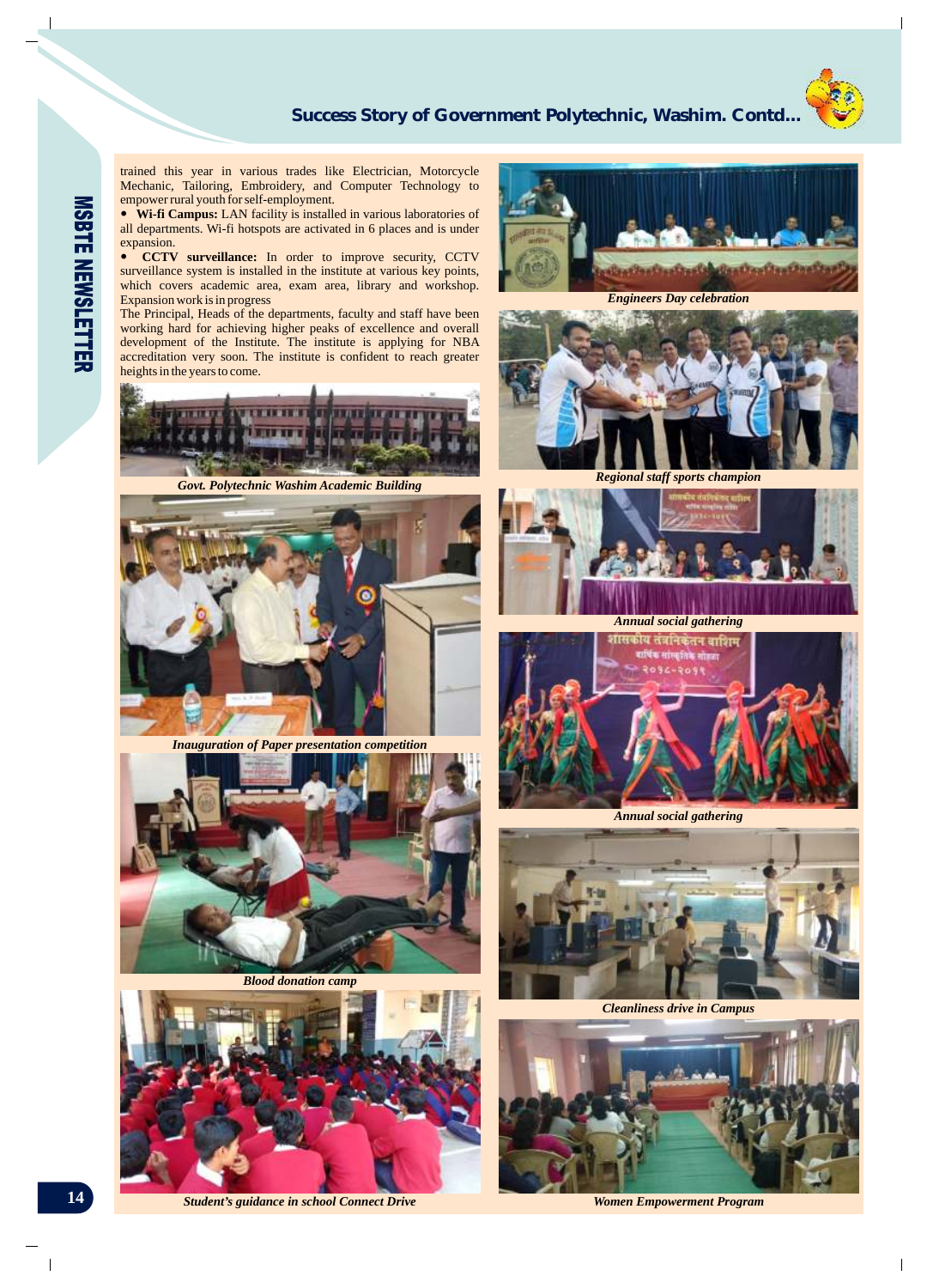## Success Story of Government Polytechnic, Washim. Contd...

trained this year in various trades like Electrician, Motorcycle Mechanic, Tailoring, Embroidery, and Computer Technology to empower rural youth for self-employment.

- **Wi-fi Campus:** LAN facility is installed in various laboratories of all departments. Wi-fi hotspots are activated in 6 places and is under expansion.
- **CCTV surveillance:** In order to improve security, CCTV surveillance system is installed in the institute at various key points, which covers academic area, exam area, library and workshop. Expansion work is in progress

The Principal, Heads of the departments, faculty and staff have been working hard for achieving higher peaks of excellence and overall development of the Institute. The institute is applying for NBA accreditation very soon. The institute is confident to reach greater heights in the years to come.

*Govt. Polytechnic Washim Academic Building*

*Inauguration of Paper presentation competition*

*Blood donation camp*

*Student's guidance in school Connect Drive*

*Engineers Day celebration*

*Regional staff sports champion*

*Annual social gathering*

*Annual social gathering*

*Cleanliness drive in Campus*

*Women Empowerment Program*